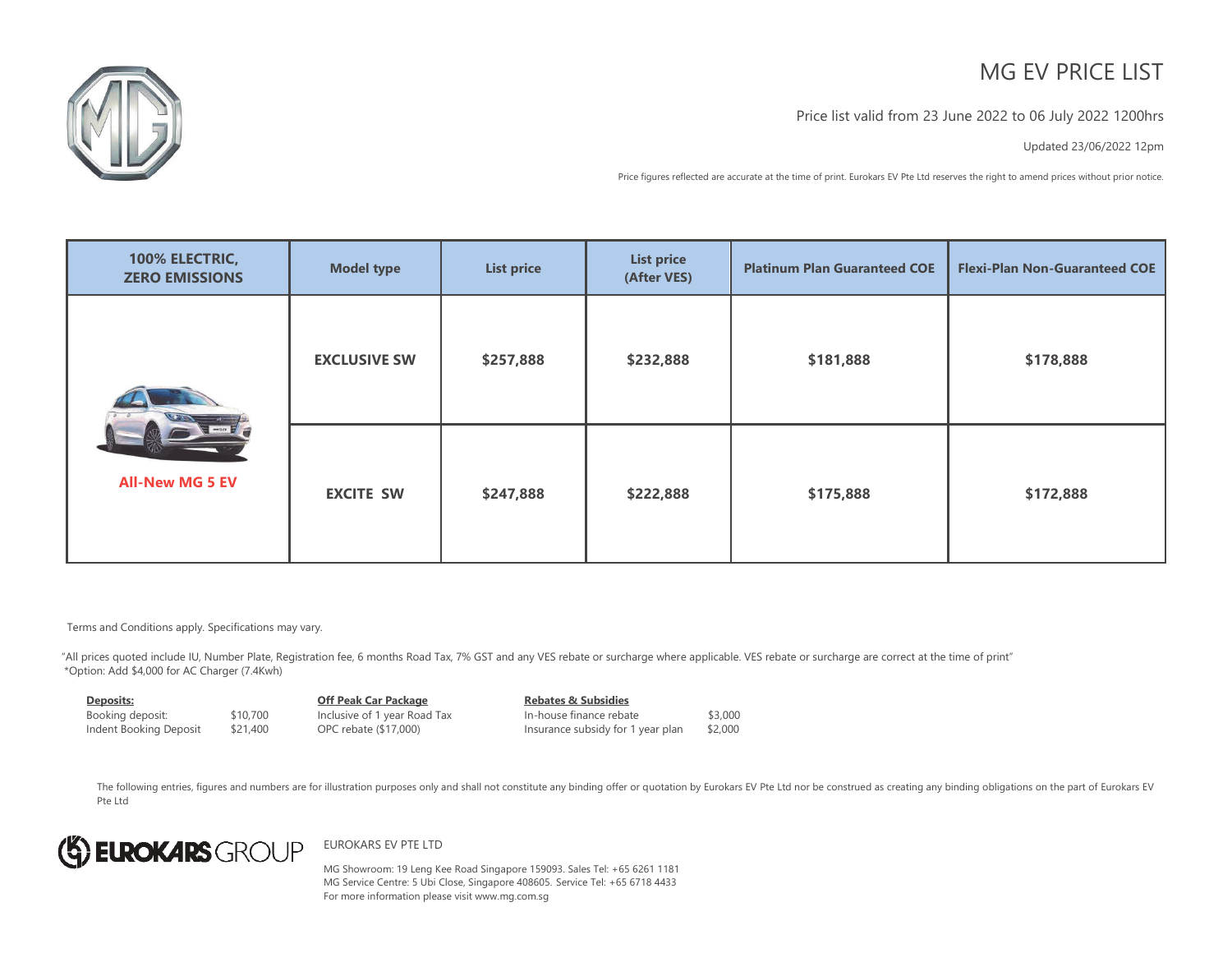# MG EV PRICE LIST

Price list valid from 23 June 2022 to 06 July 2022 1200hrs

Updated 23/06/2022 12pm

Price figures reflected are accurate at the time of print. Eurokars EV Pte Ltd reserves the right to amend prices without prior notice.

| 100% ELECTRIC, ZERO EMISSIONS | Model type | List price | List price (After VES) | Platinum Plan Guaranteed COE | Flexi-Plan Non-Guaranteed COE |
|---|---|---|---|---|---|
| All-New MG 5 EV | EXCLUSIVE SW | $257,888 | $232,888 | $181,888 | $178,888 |
| | EXCITE SW | $247,888 | $222,888 | $175,888 | $172,888 |

Terms and Conditions apply. Specifications may vary.

"All prices quoted include IU, Number Plate, Registration fee, 6 months Road Tax, 7% GST and any VES rebate or surcharge where applicable. VES rebate or surcharge are correct at the time of print"
*Option: Add $4,000 for AC Charger (7.4Kwh)

**Deposits:**

| | |
|---|---|
| Booking deposit: | $10,700 |
| Indent Booking Deposit | $21,400 |

**Off Peak Car Package**

Inclusive of 1 year Road Tax
OPC rebate ($17,000)

**Rebates & Subsidies**

| | |
|---|---|
| In-house finance rebate | $3,000 |
| Insurance subsidy for 1 year plan | $2,000 |

The following entries, figures and numbers are for illustration purposes only and shall not constitute any binding offer or quotation by Eurokars EV Pte Ltd nor be construed as creating any binding obligations on the part of Eurokars EV Pte Ltd

EUROKARS GROUP

EUROKARS EV PTE LTD

MG Showroom: 19 Leng Kee Road Singapore 159093. Sales Tel: +65 6261 1181
MG Service Centre: 5 Ubi Close, Singapore 408605. Service Tel: +65 6718 4433
For more information please visit www.mg.com.sg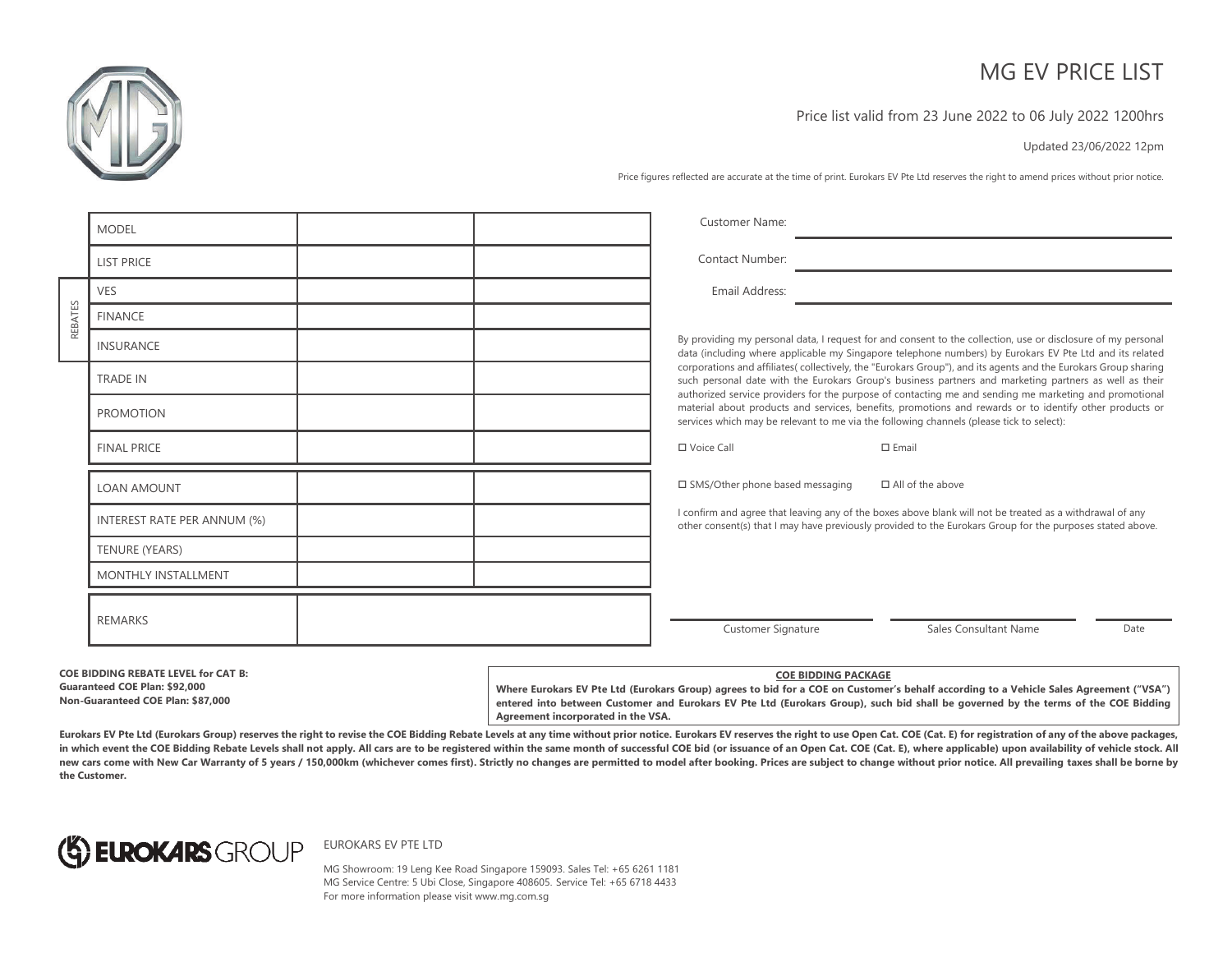# MG EV PRICE LIST

Price list valid from 23 June 2022 to 06 July 2022 1200hrs

Updated 23/06/2022 12pm

Price figures reflected are accurate at the time of print. Eurokars EV Pte Ltd reserves the right to amend prices without prior notice.

| | | | |
|---|---|---|---|
| | MODEL | | |
| | LIST PRICE | | |
| REBATES | VES | | |
| | FINANCE | | |
| | INSURANCE | | |
| | TRADE IN | | |
| | PROMOTION | | |
| | FINAL PRICE | | |
| | LOAN AMOUNT | | |
| | INTEREST RATE PER ANNUM (%) | | |
| | TENURE (YEARS) | | |
| | MONTHLY INSTALLMENT | | |
| | REMARKS | | |

Customer Name:

Contact Number:

Email Address:

By providing my personal data, I request for and consent to the collection, use or disclosure of my personal data (including where applicable my Singapore telephone numbers) by Eurokars EV Pte Ltd and its related corporations and affiliates( collectively, the "Eurokars Group"), and its agents and the Eurokars Group sharing such personal date with the Eurokars Group's business partners and marketing partners as well as their authorized service providers for the purpose of contacting me and sending me marketing and promotional material about products and services, benefits, promotions and rewards or to identify other products or services which may be relevant to me via the following channels (please tick to select):

☐ Voice Call ☐ Email

☐ SMS/Other phone based messaging ☐ All of the above

I confirm and agree that leaving any of the boxes above blank will not be treated as a withdrawal of any other consent(s) that I may have previously provided to the Eurokars Group for the purposes stated above.

Customer Signature Sales Consultant Name Date

**COE BIDDING REBATE LEVEL for CAT B:**
**Guaranteed COE Plan: $92,000**
**Non-Guaranteed COE Plan: $87,000**

**COE BIDDING PACKAGE**

**Where Eurokars EV Pte Ltd (Eurokars Group) agrees to bid for a COE on Customer's behalf according to a Vehicle Sales Agreement ("VSA") entered into between Customer and Eurokars EV Pte Ltd (Eurokars Group), such bid shall be governed by the terms of the COE Bidding Agreement incorporated in the VSA.**

**Eurokars EV Pte Ltd (Eurokars Group) reserves the right to revise the COE Bidding Rebate Levels at any time without prior notice. Eurokars EV reserves the right to use Open Cat. COE (Cat. E) for registration of any of the above packages, in which event the COE Bidding Rebate Levels shall not apply. All cars are to be registered within the same month of successful COE bid (or issuance of an Open Cat. COE (Cat. E), where applicable) upon availability of vehicle stock. All new cars come with New Car Warranty of 5 years / 150,000km (whichever comes first). Strictly no changes are permitted to model after booking. Prices are subject to change without prior notice. All prevailing taxes shall be borne by the Customer.**

EUROKARS GROUP

EUROKARS EV PTE LTD

MG Showroom: 19 Leng Kee Road Singapore 159093. Sales Tel: +65 6261 1181
MG Service Centre: 5 Ubi Close, Singapore 408605. Service Tel: +65 6718 4433
For more information please visit www.mg.com.sg